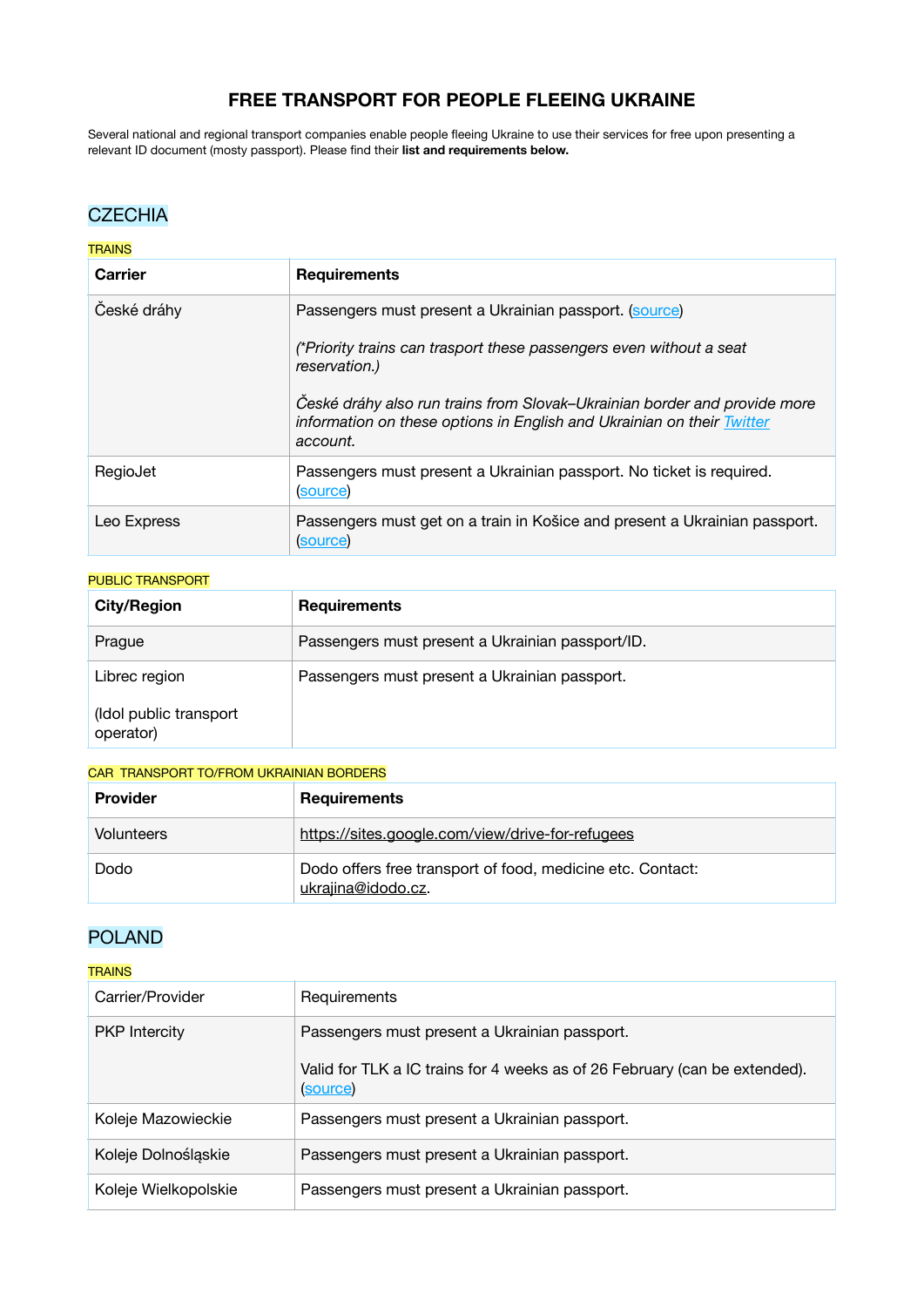# FREE TRANSPORT FOR PEOPLE FLEEING UKRAINE

Several national and regional transport companies enable people fleeing Ukraine to use their services for free upon presenting a relevant ID document (mosty passport). Please find their **list and requirements below.**

## CZECHIA

### TRAINS

| **Carrier** | **Requirements** |
| --- | --- |
| České dráhy | Passengers must present a Ukrainian passport. (source)<br><br>*(\*Priority trains can trasport these passengers even without a seat reservation.)*<br><br>*České dráhy also run trains from Slovak–Ukrainian border and provide more information on these options in English and Ukrainian on their Twitter account.* |
| RegioJet | Passengers must present a Ukrainian passport. No ticket is required. (source) |
| Leo Express | Passengers must get on a train in Košice and present a Ukrainian passport. (source) |

### PUBLIC TRANSPORT

| **City/Region** | **Requirements** |
| --- | --- |
| Prague | Passengers must present a Ukrainian passport/ID. |
| Librec region<br><br>(Idol public transport operator) | Passengers must present a Ukrainian passport. |

### CAR TRANSPORT TO/FROM UKRAINIAN BORDERS

| **Provider** | **Requirements** |
| --- | --- |
| Volunteers | https://sites.google.com/view/drive-for-refugees |
| Dodo | Dodo offers free transport of food, medicine etc. Contact: ukrajina@idodo.cz. |

## POLAND

### TRAINS

| Carrier/Provider | Requirements |
| --- | --- |
| PKP Intercity | Passengers must present a Ukrainian passport.<br><br>Valid for TLK a IC trains for 4 weeks as of 26 February (can be extended). (source) |
| Koleje Mazowieckie | Passengers must present a Ukrainian passport. |
| Koleje Dolnośląskie | Passengers must present a Ukrainian passport. |
| Koleje Wielkopolskie | Passengers must present a Ukrainian passport. |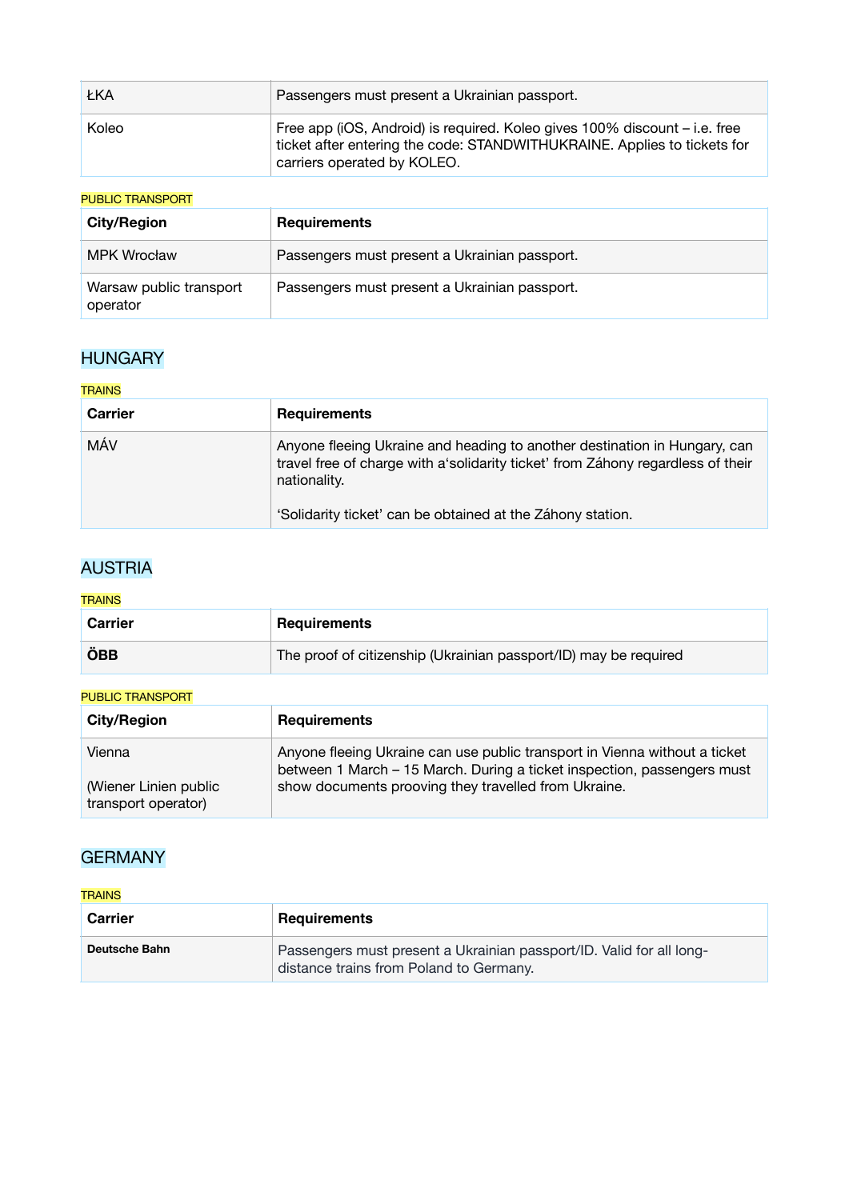| | |
|---|---|
| ŁKA | Passengers must present a Ukrainian passport. |
| Koleo | Free app (iOS, Android) is required. Koleo gives 100% discount – i.e. free ticket after entering the code: STANDWITHUKRAINE. Applies to tickets for carriers operated by KOLEO. |

PUBLIC TRANSPORT

| City/Region | Requirements |
|---|---|
| MPK Wrocław | Passengers must present a Ukrainian passport. |
| Warsaw public transport operator | Passengers must present a Ukrainian passport. |

## HUNGARY

TRAINS

| Carrier | Requirements |
|---|---|
| MÁV | Anyone fleeing Ukraine and heading to another destination in Hungary, can travel free of charge with a'solidarity ticket' from Záhony regardless of their nationality.<br><br>'Solidarity ticket' can be obtained at the Záhony station. |

## AUSTRIA

TRAINS

| Carrier | Requirements |
|---|---|
| **ÖBB** | The proof of citizenship (Ukrainian passport/ID) may be required |

PUBLIC TRANSPORT

| City/Region | Requirements |
|---|---|
| Vienna<br><br>(Wiener Linien public transport operator) | Anyone fleeing Ukraine can use public transport in Vienna without a ticket between 1 March – 15 March. During a ticket inspection, passengers must show documents prooving they travelled from Ukraine. |

## GERMANY

TRAINS

| Carrier | Requirements |
|---|---|
| **Deutsche Bahn** | Passengers must present a Ukrainian passport/ID. Valid for all long-distance trains from Poland to Germany. |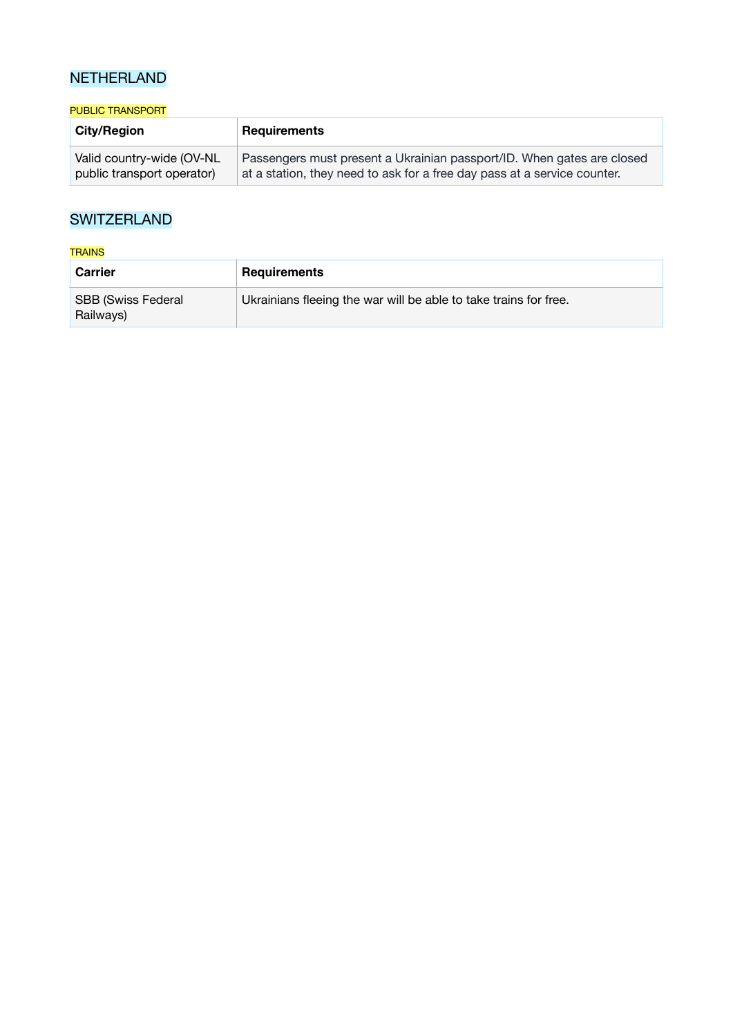## NETHERLAND

### PUBLIC TRANSPORT

| City/Region | Requirements |
|---|---|
| Valid country-wide (OV-NL public transport operator) | Passengers must present a Ukrainian passport/ID. When gates are closed at a station, they need to ask for a free day pass at a service counter. |

## SWITZERLAND

### TRAINS

| Carrier | Requirements |
|---|---|
| SBB (Swiss Federal Railways) | Ukrainians fleeing the war will be able to take trains for free. |